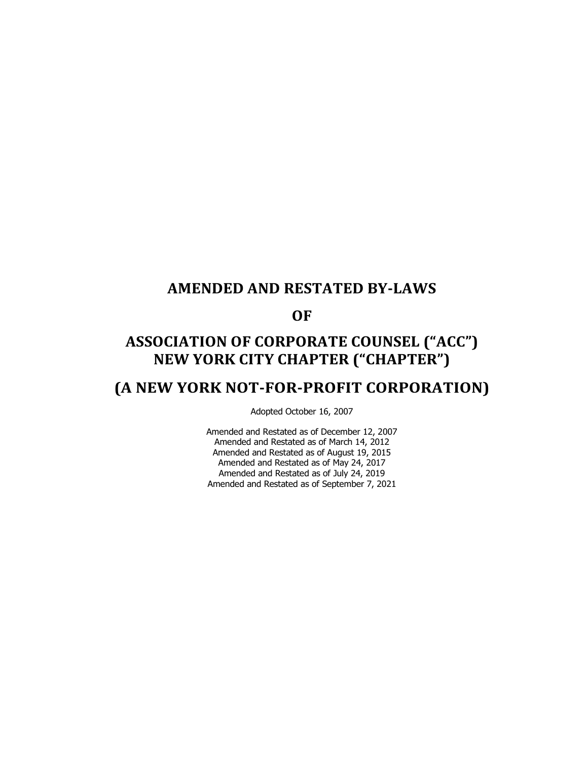# AMENDED AND RESTATED BY-LAWS

# OF

# ASSOCIATION OF CORPORATE COUNSEL ("ACC") NEW YORK CITY CHAPTER ("CHAPTER")

# (A NEW YORK NOT-FOR-PROFIT CORPORATION)

Adopted October 16, 2007

Amended and Restated as of December 12, 2007
Amended and Restated as of March 14, 2012
Amended and Restated as of August 19, 2015
Amended and Restated as of May 24, 2017
Amended and Restated as of July 24, 2019
Amended and Restated as of September 7, 2021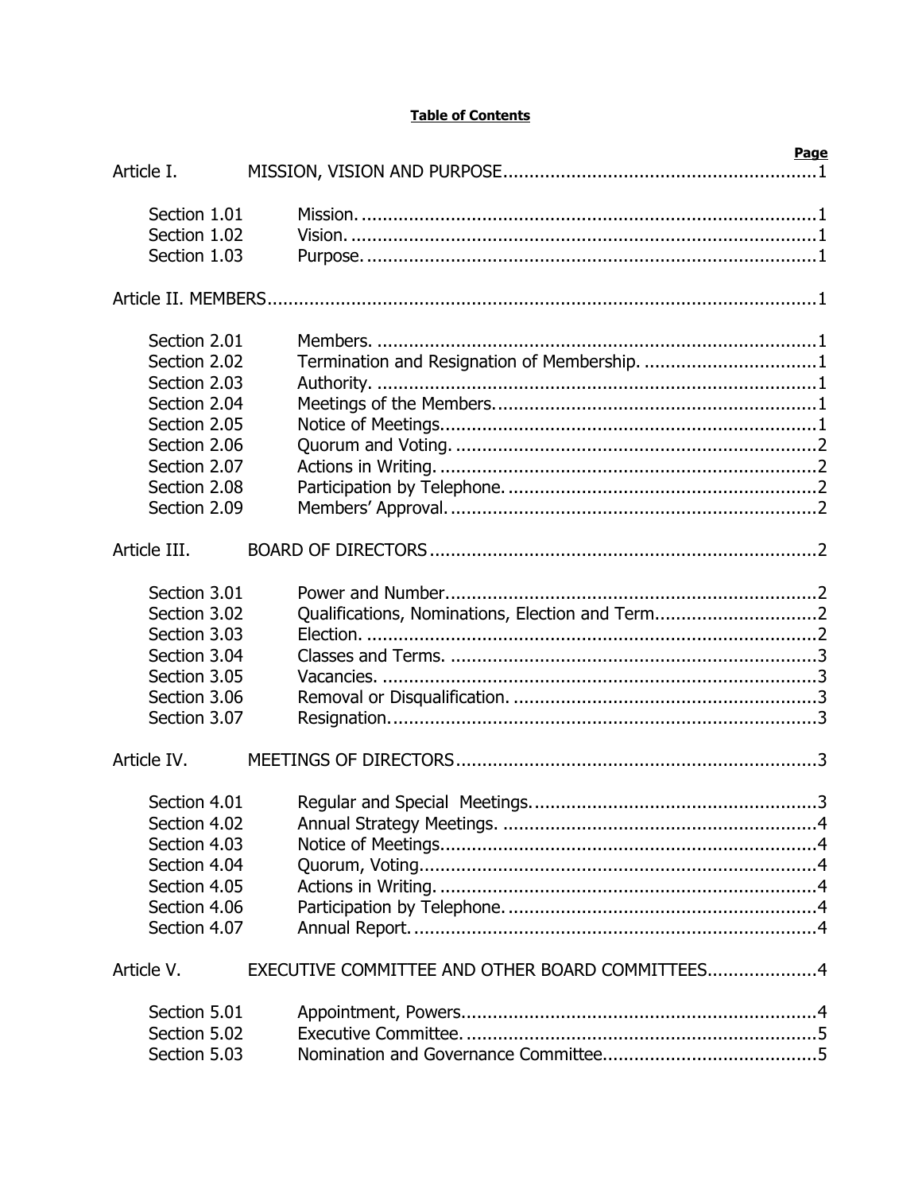**Table of Contents**

| | | Page |
|---|---|---|
| Article I. | MISSION, VISION AND PURPOSE | 1 |
| Section 1.01 | Mission. | 1 |
| Section 1.02 | Vision. | 1 |
| Section 1.03 | Purpose. | 1 |
| Article II. MEMBERS | | 1 |
| Section 2.01 | Members. | 1 |
| Section 2.02 | Termination and Resignation of Membership. | 1 |
| Section 2.03 | Authority. | 1 |
| Section 2.04 | Meetings of the Members. | 1 |
| Section 2.05 | Notice of Meetings. | 1 |
| Section 2.06 | Quorum and Voting. | 2 |
| Section 2.07 | Actions in Writing. | 2 |
| Section 2.08 | Participation by Telephone. | 2 |
| Section 2.09 | Members' Approval. | 2 |
| Article III. | BOARD OF DIRECTORS | 2 |
| Section 3.01 | Power and Number. | 2 |
| Section 3.02 | Qualifications, Nominations, Election and Term | 2 |
| Section 3.03 | Election. | 2 |
| Section 3.04 | Classes and Terms. | 3 |
| Section 3.05 | Vacancies. | 3 |
| Section 3.06 | Removal or Disqualification. | 3 |
| Section 3.07 | Resignation. | 3 |
| Article IV. | MEETINGS OF DIRECTORS | 3 |
| Section 4.01 | Regular and Special Meetings. | 3 |
| Section 4.02 | Annual Strategy Meetings. | 4 |
| Section 4.03 | Notice of Meetings. | 4 |
| Section 4.04 | Quorum, Voting. | 4 |
| Section 4.05 | Actions in Writing. | 4 |
| Section 4.06 | Participation by Telephone. | 4 |
| Section 4.07 | Annual Report. | 4 |
| Article V. | EXECUTIVE COMMITTEE AND OTHER BOARD COMMITTEES | 4 |
| Section 5.01 | Appointment, Powers. | 4 |
| Section 5.02 | Executive Committee. | 5 |
| Section 5.03 | Nomination and Governance Committee. | 5 |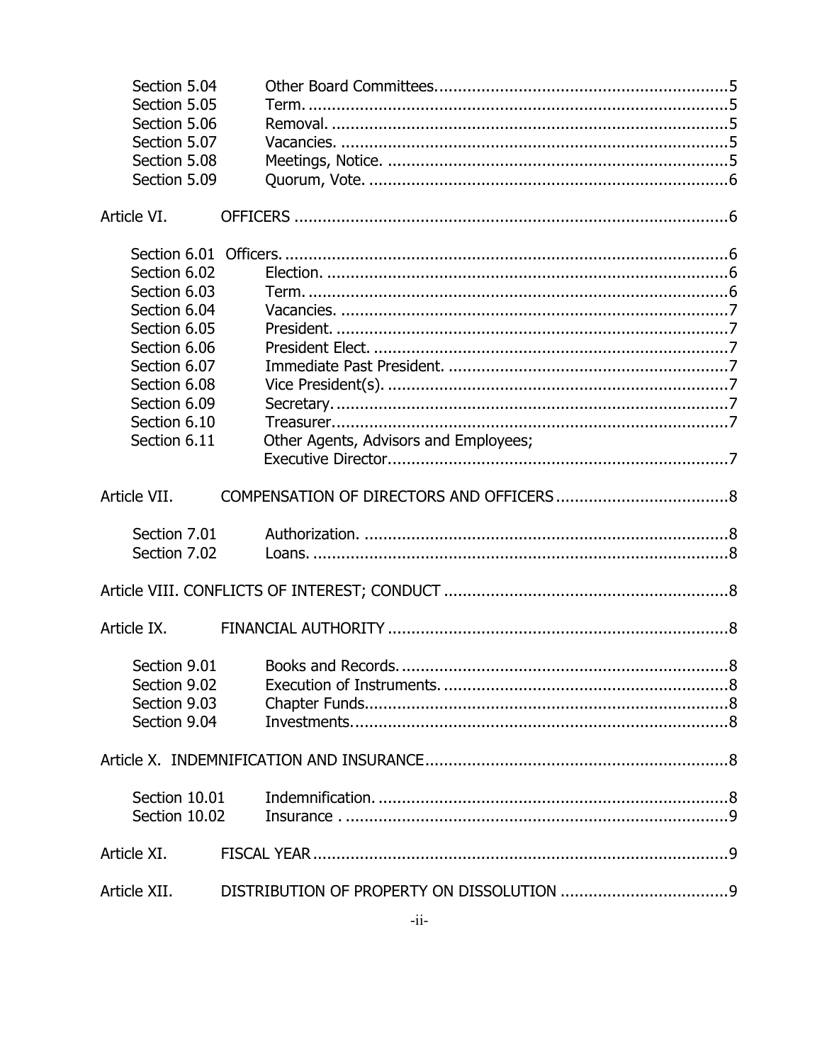| | | |
|---|---|---|
| Section 5.04 | Other Board Committees. | 5 |
| Section 5.05 | Term. | 5 |
| Section 5.06 | Removal. | 5 |
| Section 5.07 | Vacancies. | 5 |
| Section 5.08 | Meetings, Notice. | 5 |
| Section 5.09 | Quorum, Vote. | 6 |

| | | |
|---|---|---|
| Article VI. | OFFICERS | 6 |
| Section 6.01 | Officers. | 6 |
| Section 6.02 | Election. | 6 |
| Section 6.03 | Term. | 6 |
| Section 6.04 | Vacancies. | 7 |
| Section 6.05 | President. | 7 |
| Section 6.06 | President Elect. | 7 |
| Section 6.07 | Immediate Past President. | 7 |
| Section 6.08 | Vice President(s). | 7 |
| Section 6.09 | Secretary. | 7 |
| Section 6.10 | Treasurer. | 7 |
| Section 6.11 | Other Agents, Advisors and Employees; Executive Director. | 7 |

| | | |
|---|---|---|
| Article VII. | COMPENSATION OF DIRECTORS AND OFFICERS | 8 |
| Section 7.01 | Authorization. | 8 |
| Section 7.02 | Loans. | 8 |

| | | |
|---|---|---|
| Article VIII. | CONFLICTS OF INTEREST; CONDUCT | 8 |

| | | |
|---|---|---|
| Article IX. | FINANCIAL AUTHORITY | 8 |
| Section 9.01 | Books and Records. | 8 |
| Section 9.02 | Execution of Instruments. | 8 |
| Section 9.03 | Chapter Funds. | 8 |
| Section 9.04 | Investments. | 8 |

| | | |
|---|---|---|
| Article X. | INDEMNIFICATION AND INSURANCE | 8 |
| Section 10.01 | Indemnification. | 8 |
| Section 10.02 | Insurance . | 9 |

| | | |
|---|---|---|
| Article XI. | FISCAL YEAR | 9 |

| | | |
|---|---|---|
| Article XII. | DISTRIBUTION OF PROPERTY ON DISSOLUTION | 9 |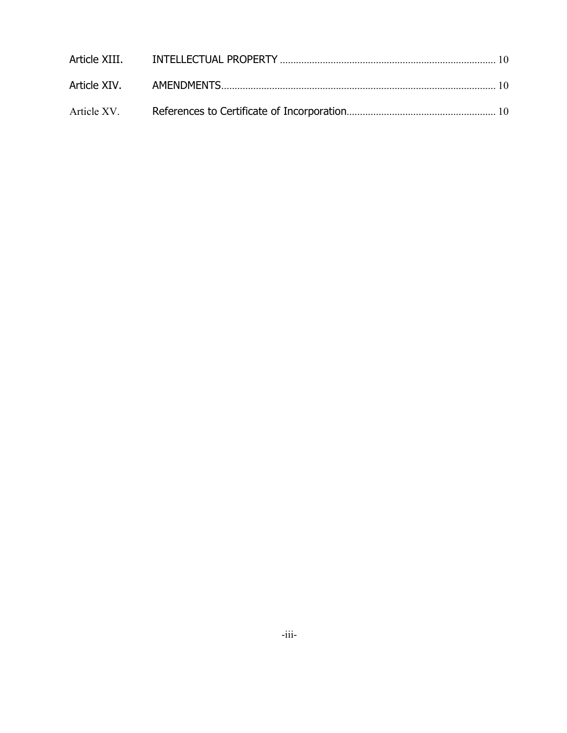| | | |
|---|---|---|
| Article XIII. | INTELLECTUAL PROPERTY | 10 |
| Article XIV. | AMENDMENTS | 10 |
| Article XV. | References to Certificate of Incorporation | 10 |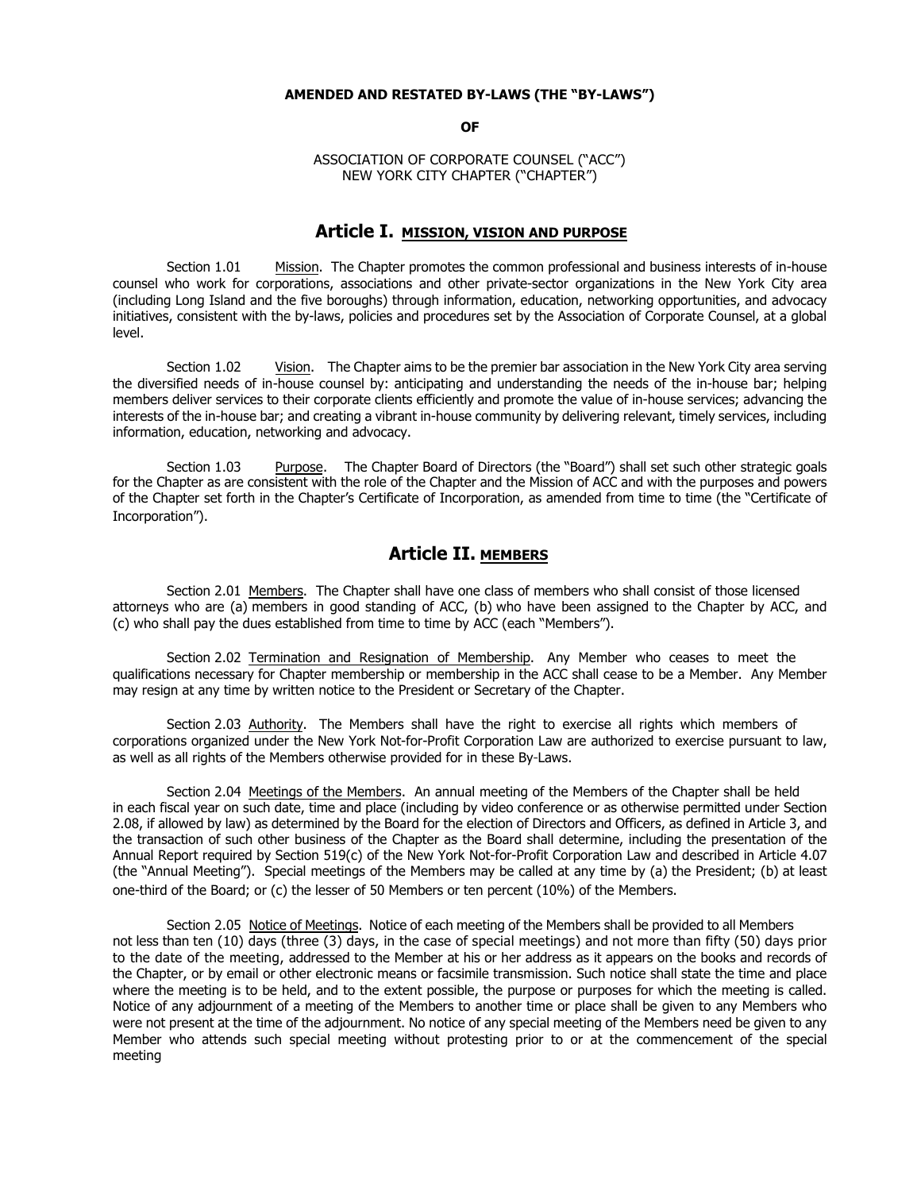**AMENDED AND RESTATED BY-LAWS (THE "BY-LAWS")**

**OF**

ASSOCIATION OF CORPORATE COUNSEL ("ACC")
NEW YORK CITY CHAPTER ("CHAPTER")

## Article I. MISSION, VISION AND PURPOSE

Section 1.01 Mission. The Chapter promotes the common professional and business interests of in-house counsel who work for corporations, associations and other private-sector organizations in the New York City area (including Long Island and the five boroughs) through information, education, networking opportunities, and advocacy initiatives, consistent with the by-laws, policies and procedures set by the Association of Corporate Counsel, at a global level.

Section 1.02 Vision. The Chapter aims to be the premier bar association in the New York City area serving the diversified needs of in-house counsel by: anticipating and understanding the needs of the in-house bar; helping members deliver services to their corporate clients efficiently and promote the value of in-house services; advancing the interests of the in-house bar; and creating a vibrant in-house community by delivering relevant, timely services, including information, education, networking and advocacy.

Section 1.03 Purpose. The Chapter Board of Directors (the "Board") shall set such other strategic goals for the Chapter as are consistent with the role of the Chapter and the Mission of ACC and with the purposes and powers of the Chapter set forth in the Chapter's Certificate of Incorporation, as amended from time to time (the "Certificate of Incorporation").

## Article II. MEMBERS

Section 2.01 Members. The Chapter shall have one class of members who shall consist of those licensed attorneys who are (a) members in good standing of ACC, (b) who have been assigned to the Chapter by ACC, and (c) who shall pay the dues established from time to time by ACC (each "Members").

Section 2.02 Termination and Resignation of Membership. Any Member who ceases to meet the qualifications necessary for Chapter membership or membership in the ACC shall cease to be a Member. Any Member may resign at any time by written notice to the President or Secretary of the Chapter.

Section 2.03 Authority. The Members shall have the right to exercise all rights which members of corporations organized under the New York Not-for-Profit Corporation Law are authorized to exercise pursuant to law, as well as all rights of the Members otherwise provided for in these By-Laws.

Section 2.04 Meetings of the Members. An annual meeting of the Members of the Chapter shall be held in each fiscal year on such date, time and place (including by video conference or as otherwise permitted under Section 2.08, if allowed by law) as determined by the Board for the election of Directors and Officers, as defined in Article 3, and the transaction of such other business of the Chapter as the Board shall determine, including the presentation of the Annual Report required by Section 519(c) of the New York Not-for-Profit Corporation Law and described in Article 4.07 (the "Annual Meeting"). Special meetings of the Members may be called at any time by (a) the President; (b) at least one-third of the Board; or (c) the lesser of 50 Members or ten percent (10%) of the Members.

Section 2.05 Notice of Meetings. Notice of each meeting of the Members shall be provided to all Members not less than ten (10) days (three (3) days, in the case of special meetings) and not more than fifty (50) days prior to the date of the meeting, addressed to the Member at his or her address as it appears on the books and records of the Chapter, or by email or other electronic means or facsimile transmission. Such notice shall state the time and place where the meeting is to be held, and to the extent possible, the purpose or purposes for which the meeting is called. Notice of any adjournment of a meeting of the Members to another time or place shall be given to any Members who were not present at the time of the adjournment. No notice of any special meeting of the Members need be given to any Member who attends such special meeting without protesting prior to or at the commencement of the special meeting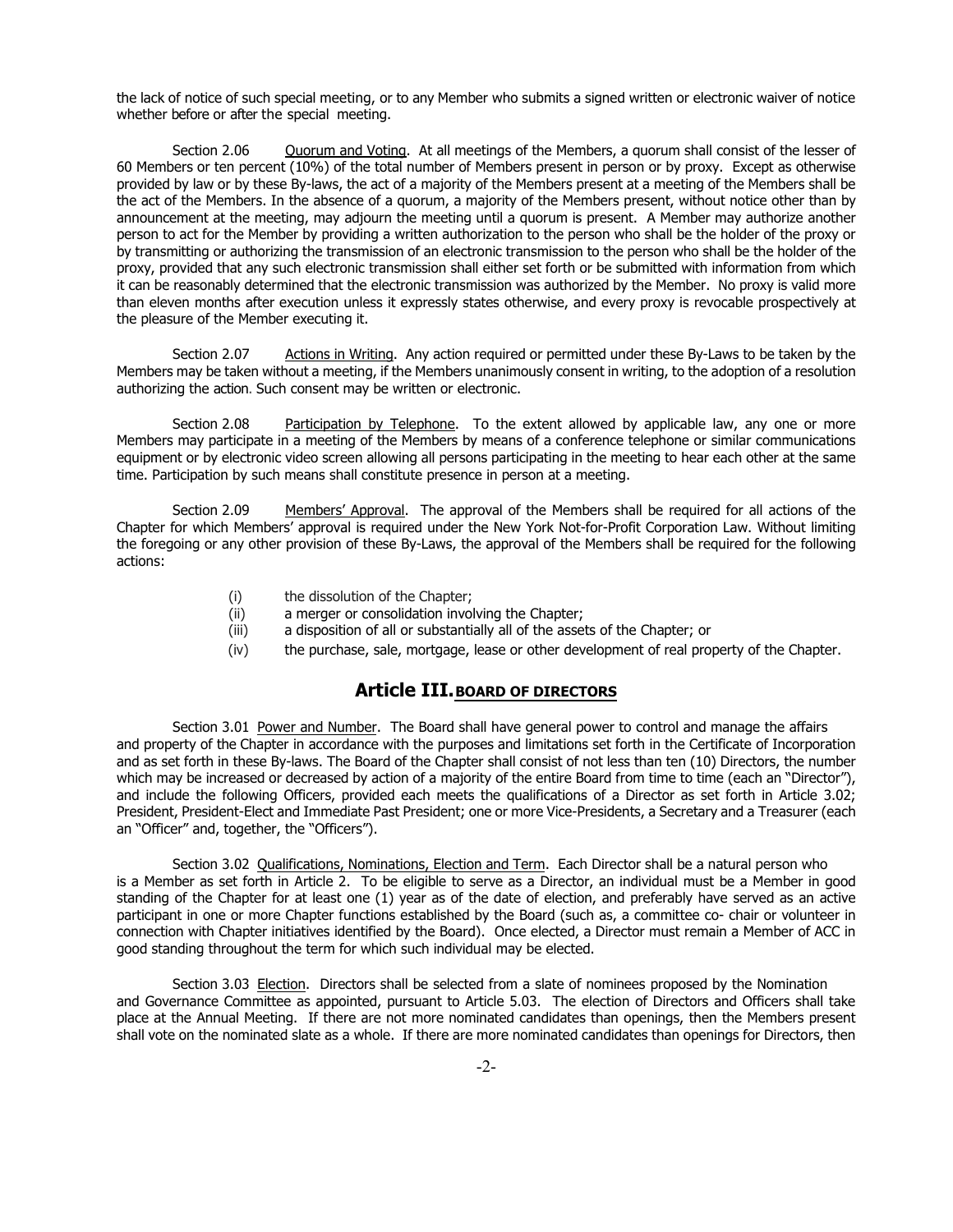the lack of notice of such special meeting, or to any Member who submits a signed written or electronic waiver of notice whether before or after the special meeting.

Section 2.06 Quorum and Voting. At all meetings of the Members, a quorum shall consist of the lesser of 60 Members or ten percent (10%) of the total number of Members present in person or by proxy. Except as otherwise provided by law or by these By-laws, the act of a majority of the Members present at a meeting of the Members shall be the act of the Members. In the absence of a quorum, a majority of the Members present, without notice other than by announcement at the meeting, may adjourn the meeting until a quorum is present. A Member may authorize another person to act for the Member by providing a written authorization to the person who shall be the holder of the proxy or by transmitting or authorizing the transmission of an electronic transmission to the person who shall be the holder of the proxy, provided that any such electronic transmission shall either set forth or be submitted with information from which it can be reasonably determined that the electronic transmission was authorized by the Member. No proxy is valid more than eleven months after execution unless it expressly states otherwise, and every proxy is revocable prospectively at the pleasure of the Member executing it.

Section 2.07 Actions in Writing. Any action required or permitted under these By-Laws to be taken by the Members may be taken without a meeting, if the Members unanimously consent in writing, to the adoption of a resolution authorizing the action. Such consent may be written or electronic.

Section 2.08 Participation by Telephone. To the extent allowed by applicable law, any one or more Members may participate in a meeting of the Members by means of a conference telephone or similar communications equipment or by electronic video screen allowing all persons participating in the meeting to hear each other at the same time. Participation by such means shall constitute presence in person at a meeting.

Section 2.09 Members' Approval. The approval of the Members shall be required for all actions of the Chapter for which Members' approval is required under the New York Not-for-Profit Corporation Law. Without limiting the foregoing or any other provision of these By-Laws, the approval of the Members shall be required for the following actions:

- (i) the dissolution of the Chapter;
- (ii) a merger or consolidation involving the Chapter;
- (iii) a disposition of all or substantially all of the assets of the Chapter; or
- (iv) the purchase, sale, mortgage, lease or other development of real property of the Chapter.

## Article III. BOARD OF DIRECTORS

Section 3.01 Power and Number. The Board shall have general power to control and manage the affairs and property of the Chapter in accordance with the purposes and limitations set forth in the Certificate of Incorporation and as set forth in these By-laws. The Board of the Chapter shall consist of not less than ten (10) Directors, the number which may be increased or decreased by action of a majority of the entire Board from time to time (each an "Director"), and include the following Officers, provided each meets the qualifications of a Director as set forth in Article 3.02; President, President-Elect and Immediate Past President; one or more Vice-Presidents, a Secretary and a Treasurer (each an "Officer" and, together, the "Officers").

Section 3.02 Qualifications, Nominations, Election and Term. Each Director shall be a natural person who is a Member as set forth in Article 2. To be eligible to serve as a Director, an individual must be a Member in good standing of the Chapter for at least one (1) year as of the date of election, and preferably have served as an active participant in one or more Chapter functions established by the Board (such as, a committee co- chair or volunteer in connection with Chapter initiatives identified by the Board). Once elected, a Director must remain a Member of ACC in good standing throughout the term for which such individual may be elected.

Section 3.03 Election. Directors shall be selected from a slate of nominees proposed by the Nomination and Governance Committee as appointed, pursuant to Article 5.03. The election of Directors and Officers shall take place at the Annual Meeting. If there are not more nominated candidates than openings, then the Members present shall vote on the nominated slate as a whole. If there are more nominated candidates than openings for Directors, then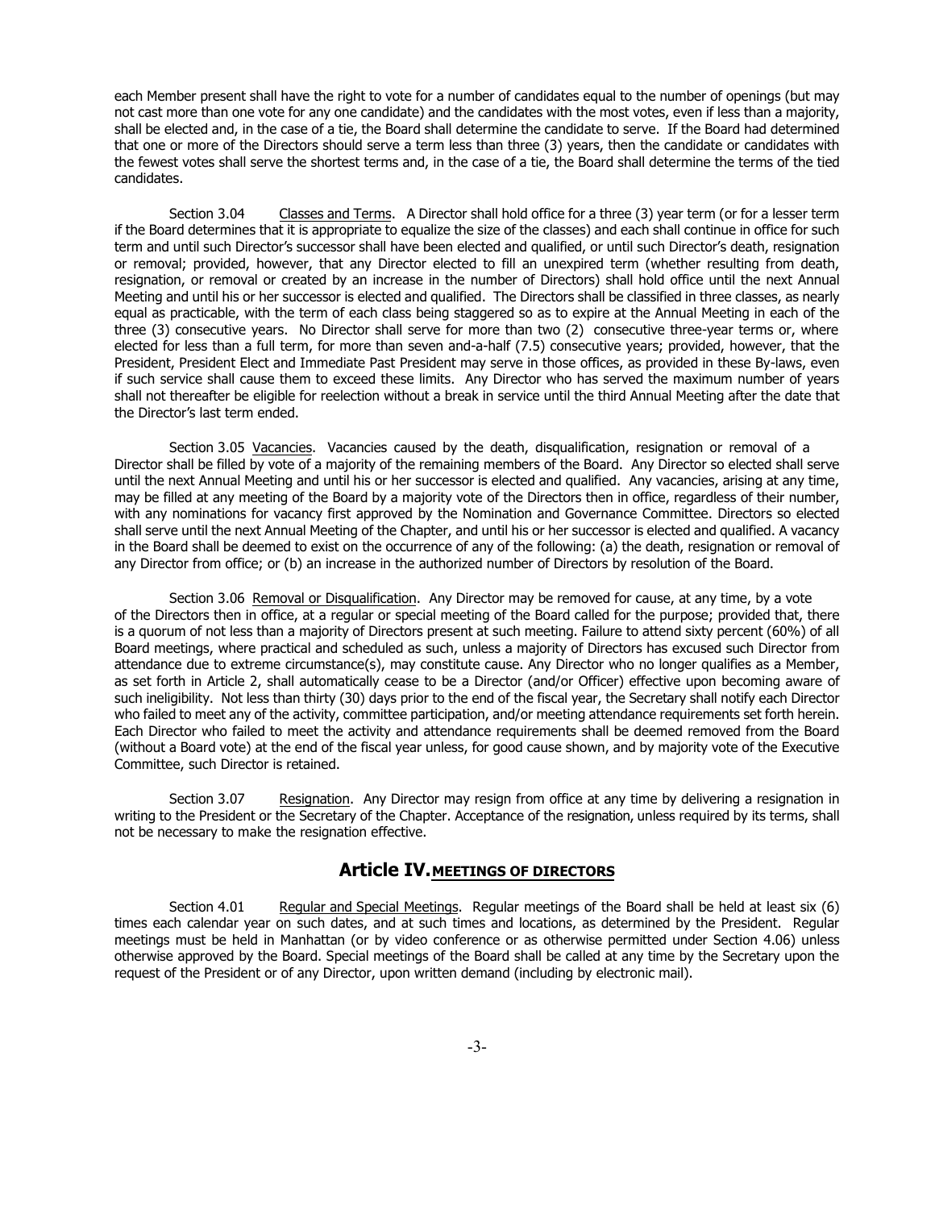each Member present shall have the right to vote for a number of candidates equal to the number of openings (but may not cast more than one vote for any one candidate) and the candidates with the most votes, even if less than a majority, shall be elected and, in the case of a tie, the Board shall determine the candidate to serve. If the Board had determined that one or more of the Directors should serve a term less than three (3) years, then the candidate or candidates with the fewest votes shall serve the shortest terms and, in the case of a tie, the Board shall determine the terms of the tied candidates.

Section 3.04 Classes and Terms. A Director shall hold office for a three (3) year term (or for a lesser term if the Board determines that it is appropriate to equalize the size of the classes) and each shall continue in office for such term and until such Director's successor shall have been elected and qualified, or until such Director's death, resignation or removal; provided, however, that any Director elected to fill an unexpired term (whether resulting from death, resignation, or removal or created by an increase in the number of Directors) shall hold office until the next Annual Meeting and until his or her successor is elected and qualified. The Directors shall be classified in three classes, as nearly equal as practicable, with the term of each class being staggered so as to expire at the Annual Meeting in each of the three (3) consecutive years. No Director shall serve for more than two (2) consecutive three-year terms or, where elected for less than a full term, for more than seven and-a-half (7.5) consecutive years; provided, however, that the President, President Elect and Immediate Past President may serve in those offices, as provided in these By-laws, even if such service shall cause them to exceed these limits. Any Director who has served the maximum number of years shall not thereafter be eligible for reelection without a break in service until the third Annual Meeting after the date that the Director's last term ended.

Section 3.05 Vacancies. Vacancies caused by the death, disqualification, resignation or removal of a Director shall be filled by vote of a majority of the remaining members of the Board. Any Director so elected shall serve until the next Annual Meeting and until his or her successor is elected and qualified. Any vacancies, arising at any time, may be filled at any meeting of the Board by a majority vote of the Directors then in office, regardless of their number, with any nominations for vacancy first approved by the Nomination and Governance Committee. Directors so elected shall serve until the next Annual Meeting of the Chapter, and until his or her successor is elected and qualified. A vacancy in the Board shall be deemed to exist on the occurrence of any of the following: (a) the death, resignation or removal of any Director from office; or (b) an increase in the authorized number of Directors by resolution of the Board.

Section 3.06 Removal or Disqualification. Any Director may be removed for cause, at any time, by a vote of the Directors then in office, at a regular or special meeting of the Board called for the purpose; provided that, there is a quorum of not less than a majority of Directors present at such meeting. Failure to attend sixty percent (60%) of all Board meetings, where practical and scheduled as such, unless a majority of Directors has excused such Director from attendance due to extreme circumstance(s), may constitute cause. Any Director who no longer qualifies as a Member, as set forth in Article 2, shall automatically cease to be a Director (and/or Officer) effective upon becoming aware of such ineligibility. Not less than thirty (30) days prior to the end of the fiscal year, the Secretary shall notify each Director who failed to meet any of the activity, committee participation, and/or meeting attendance requirements set forth herein. Each Director who failed to meet the activity and attendance requirements shall be deemed removed from the Board (without a Board vote) at the end of the fiscal year unless, for good cause shown, and by majority vote of the Executive Committee, such Director is retained.

Section 3.07 Resignation. Any Director may resign from office at any time by delivering a resignation in writing to the President or the Secretary of the Chapter. Acceptance of the resignation, unless required by its terms, shall not be necessary to make the resignation effective.

## Article IV. MEETINGS OF DIRECTORS

Section 4.01 Regular and Special Meetings. Regular meetings of the Board shall be held at least six (6) times each calendar year on such dates, and at such times and locations, as determined by the President. Regular meetings must be held in Manhattan (or by video conference or as otherwise permitted under Section 4.06) unless otherwise approved by the Board. Special meetings of the Board shall be called at any time by the Secretary upon the request of the President or of any Director, upon written demand (including by electronic mail).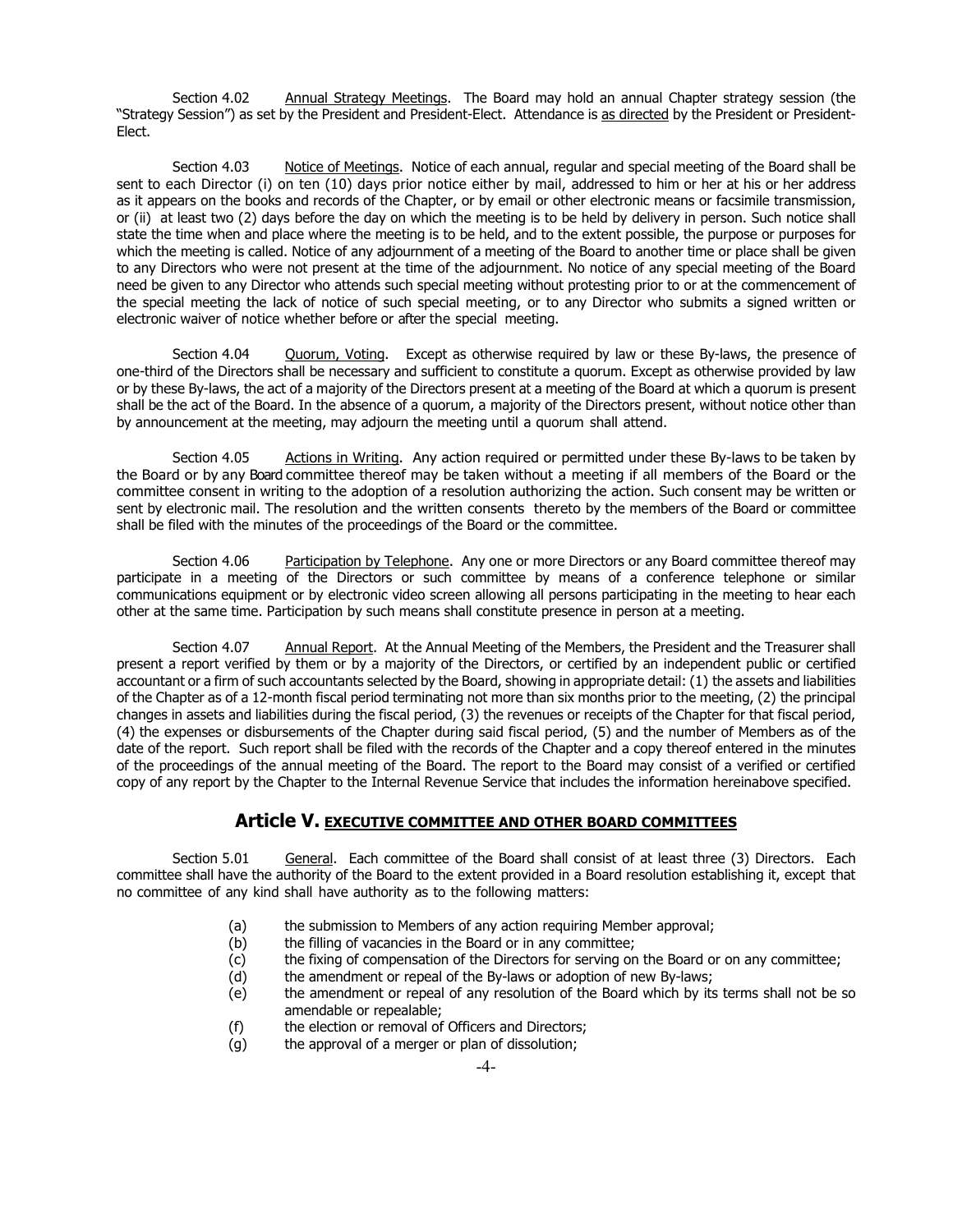Section 4.02 Annual Strategy Meetings. The Board may hold an annual Chapter strategy session (the "Strategy Session") as set by the President and President-Elect. Attendance is as directed by the President or President-Elect.

Section 4.03 Notice of Meetings. Notice of each annual, regular and special meeting of the Board shall be sent to each Director (i) on ten (10) days prior notice either by mail, addressed to him or her at his or her address as it appears on the books and records of the Chapter, or by email or other electronic means or facsimile transmission, or (ii) at least two (2) days before the day on which the meeting is to be held by delivery in person. Such notice shall state the time when and place where the meeting is to be held, and to the extent possible, the purpose or purposes for which the meeting is called. Notice of any adjournment of a meeting of the Board to another time or place shall be given to any Directors who were not present at the time of the adjournment. No notice of any special meeting of the Board need be given to any Director who attends such special meeting without protesting prior to or at the commencement of the special meeting the lack of notice of such special meeting, or to any Director who submits a signed written or electronic waiver of notice whether before or after the special meeting.

Section 4.04 Quorum, Voting. Except as otherwise required by law or these By-laws, the presence of one-third of the Directors shall be necessary and sufficient to constitute a quorum. Except as otherwise provided by law or by these By-laws, the act of a majority of the Directors present at a meeting of the Board at which a quorum is present shall be the act of the Board. In the absence of a quorum, a majority of the Directors present, without notice other than by announcement at the meeting, may adjourn the meeting until a quorum shall attend.

Section 4.05 Actions in Writing. Any action required or permitted under these By-laws to be taken by the Board or by any Board committee thereof may be taken without a meeting if all members of the Board or the committee consent in writing to the adoption of a resolution authorizing the action. Such consent may be written or sent by electronic mail. The resolution and the written consents thereto by the members of the Board or committee shall be filed with the minutes of the proceedings of the Board or the committee.

Section 4.06 Participation by Telephone. Any one or more Directors or any Board committee thereof may participate in a meeting of the Directors or such committee by means of a conference telephone or similar communications equipment or by electronic video screen allowing all persons participating in the meeting to hear each other at the same time. Participation by such means shall constitute presence in person at a meeting.

Section 4.07 Annual Report. At the Annual Meeting of the Members, the President and the Treasurer shall present a report verified by them or by a majority of the Directors, or certified by an independent public or certified accountant or a firm of such accountants selected by the Board, showing in appropriate detail: (1) the assets and liabilities of the Chapter as of a 12-month fiscal period terminating not more than six months prior to the meeting, (2) the principal changes in assets and liabilities during the fiscal period, (3) the revenues or receipts of the Chapter for that fiscal period, (4) the expenses or disbursements of the Chapter during said fiscal period, (5) and the number of Members as of the date of the report. Such report shall be filed with the records of the Chapter and a copy thereof entered in the minutes of the proceedings of the annual meeting of the Board. The report to the Board may consist of a verified or certified copy of any report by the Chapter to the Internal Revenue Service that includes the information hereinabove specified.

## Article V. EXECUTIVE COMMITTEE AND OTHER BOARD COMMITTEES

Section 5.01 General. Each committee of the Board shall consist of at least three (3) Directors. Each committee shall have the authority of the Board to the extent provided in a Board resolution establishing it, except that no committee of any kind shall have authority as to the following matters:

- (a) the submission to Members of any action requiring Member approval;
- (b) the filling of vacancies in the Board or in any committee;
- (c) the fixing of compensation of the Directors for serving on the Board or on any committee;
- (d) the amendment or repeal of the By-laws or adoption of new By-laws;
- (e) the amendment or repeal of any resolution of the Board which by its terms shall not be so amendable or repealable;
- (f) the election or removal of Officers and Directors;
- (g) the approval of a merger or plan of dissolution;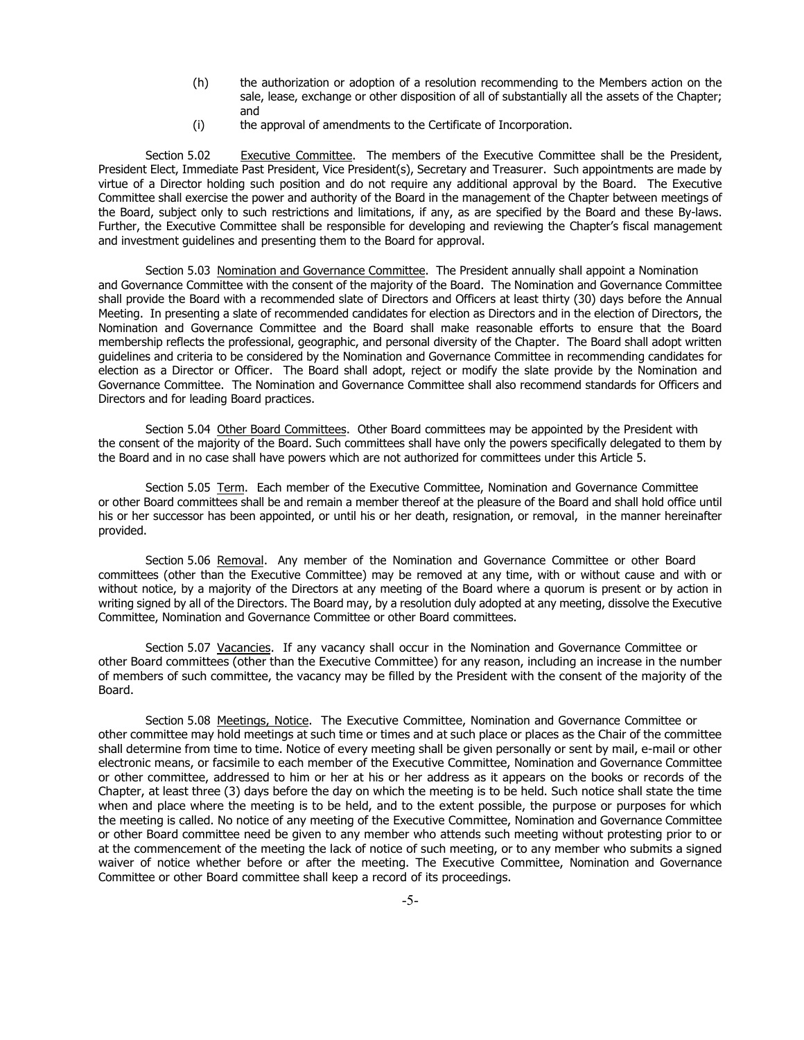(h) the authorization or adoption of a resolution recommending to the Members action on the sale, lease, exchange or other disposition of all of substantially all the assets of the Chapter; and

(i) the approval of amendments to the Certificate of Incorporation.

Section 5.02 Executive Committee. The members of the Executive Committee shall be the President, President Elect, Immediate Past President, Vice President(s), Secretary and Treasurer. Such appointments are made by virtue of a Director holding such position and do not require any additional approval by the Board. The Executive Committee shall exercise the power and authority of the Board in the management of the Chapter between meetings of the Board, subject only to such restrictions and limitations, if any, as are specified by the Board and these By-laws. Further, the Executive Committee shall be responsible for developing and reviewing the Chapter's fiscal management and investment guidelines and presenting them to the Board for approval.

Section 5.03 Nomination and Governance Committee. The President annually shall appoint a Nomination and Governance Committee with the consent of the majority of the Board. The Nomination and Governance Committee shall provide the Board with a recommended slate of Directors and Officers at least thirty (30) days before the Annual Meeting. In presenting a slate of recommended candidates for election as Directors and in the election of Directors, the Nomination and Governance Committee and the Board shall make reasonable efforts to ensure that the Board membership reflects the professional, geographic, and personal diversity of the Chapter. The Board shall adopt written guidelines and criteria to be considered by the Nomination and Governance Committee in recommending candidates for election as a Director or Officer. The Board shall adopt, reject or modify the slate provide by the Nomination and Governance Committee. The Nomination and Governance Committee shall also recommend standards for Officers and Directors and for leading Board practices.

Section 5.04 Other Board Committees. Other Board committees may be appointed by the President with the consent of the majority of the Board. Such committees shall have only the powers specifically delegated to them by the Board and in no case shall have powers which are not authorized for committees under this Article 5.

Section 5.05 Term. Each member of the Executive Committee, Nomination and Governance Committee or other Board committees shall be and remain a member thereof at the pleasure of the Board and shall hold office until his or her successor has been appointed, or until his or her death, resignation, or removal, in the manner hereinafter provided.

Section 5.06 Removal. Any member of the Nomination and Governance Committee or other Board committees (other than the Executive Committee) may be removed at any time, with or without cause and with or without notice, by a majority of the Directors at any meeting of the Board where a quorum is present or by action in writing signed by all of the Directors. The Board may, by a resolution duly adopted at any meeting, dissolve the Executive Committee, Nomination and Governance Committee or other Board committees.

Section 5.07 Vacancies. If any vacancy shall occur in the Nomination and Governance Committee or other Board committees (other than the Executive Committee) for any reason, including an increase in the number of members of such committee, the vacancy may be filled by the President with the consent of the majority of the Board.

Section 5.08 Meetings, Notice. The Executive Committee, Nomination and Governance Committee or other committee may hold meetings at such time or times and at such place or places as the Chair of the committee shall determine from time to time. Notice of every meeting shall be given personally or sent by mail, e-mail or other electronic means, or facsimile to each member of the Executive Committee, Nomination and Governance Committee or other committee, addressed to him or her at his or her address as it appears on the books or records of the Chapter, at least three (3) days before the day on which the meeting is to be held. Such notice shall state the time when and place where the meeting is to be held, and to the extent possible, the purpose or purposes for which the meeting is called. No notice of any meeting of the Executive Committee, Nomination and Governance Committee or other Board committee need be given to any member who attends such meeting without protesting prior to or at the commencement of the meeting the lack of notice of such meeting, or to any member who submits a signed waiver of notice whether before or after the meeting. The Executive Committee, Nomination and Governance Committee or other Board committee shall keep a record of its proceedings.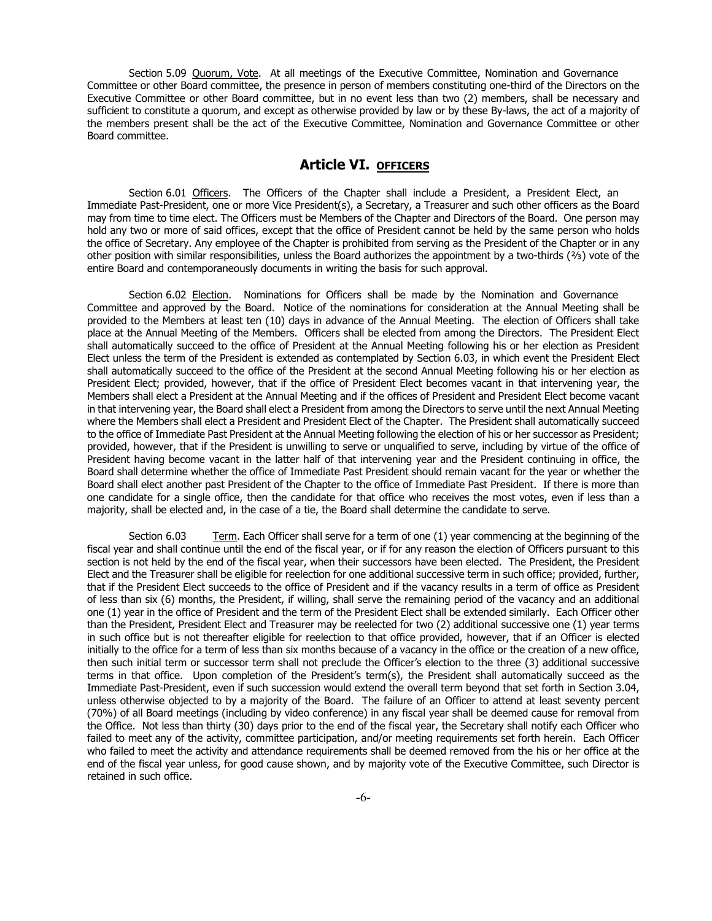Section 5.09 Quorum, Vote. At all meetings of the Executive Committee, Nomination and Governance Committee or other Board committee, the presence in person of members constituting one-third of the Directors on the Executive Committee or other Board committee, but in no event less than two (2) members, shall be necessary and sufficient to constitute a quorum, and except as otherwise provided by law or by these By-laws, the act of a majority of the members present shall be the act of the Executive Committee, Nomination and Governance Committee or other Board committee.

## Article VI. OFFICERS

Section 6.01 Officers. The Officers of the Chapter shall include a President, a President Elect, an Immediate Past-President, one or more Vice President(s), a Secretary, a Treasurer and such other officers as the Board may from time to time elect. The Officers must be Members of the Chapter and Directors of the Board. One person may hold any two or more of said offices, except that the office of President cannot be held by the same person who holds the office of Secretary. Any employee of the Chapter is prohibited from serving as the President of the Chapter or in any other position with similar responsibilities, unless the Board authorizes the appointment by a two-thirds (⅔) vote of the entire Board and contemporaneously documents in writing the basis for such approval.

Section 6.02 Election. Nominations for Officers shall be made by the Nomination and Governance Committee and approved by the Board. Notice of the nominations for consideration at the Annual Meeting shall be provided to the Members at least ten (10) days in advance of the Annual Meeting. The election of Officers shall take place at the Annual Meeting of the Members. Officers shall be elected from among the Directors. The President Elect shall automatically succeed to the office of President at the Annual Meeting following his or her election as President Elect unless the term of the President is extended as contemplated by Section 6.03, in which event the President Elect shall automatically succeed to the office of the President at the second Annual Meeting following his or her election as President Elect; provided, however, that if the office of President Elect becomes vacant in that intervening year, the Members shall elect a President at the Annual Meeting and if the offices of President and President Elect become vacant in that intervening year, the Board shall elect a President from among the Directors to serve until the next Annual Meeting where the Members shall elect a President and President Elect of the Chapter. The President shall automatically succeed to the office of Immediate Past President at the Annual Meeting following the election of his or her successor as President; provided, however, that if the President is unwilling to serve or unqualified to serve, including by virtue of the office of President having become vacant in the latter half of that intervening year and the President continuing in office, the Board shall determine whether the office of Immediate Past President should remain vacant for the year or whether the Board shall elect another past President of the Chapter to the office of Immediate Past President. If there is more than one candidate for a single office, then the candidate for that office who receives the most votes, even if less than a majority, shall be elected and, in the case of a tie, the Board shall determine the candidate to serve.

Section 6.03 Term. Each Officer shall serve for a term of one (1) year commencing at the beginning of the fiscal year and shall continue until the end of the fiscal year, or if for any reason the election of Officers pursuant to this section is not held by the end of the fiscal year, when their successors have been elected. The President, the President Elect and the Treasurer shall be eligible for reelection for one additional successive term in such office; provided, further, that if the President Elect succeeds to the office of President and if the vacancy results in a term of office as President of less than six (6) months, the President, if willing, shall serve the remaining period of the vacancy and an additional one (1) year in the office of President and the term of the President Elect shall be extended similarly. Each Officer other than the President, President Elect and Treasurer may be reelected for two (2) additional successive one (1) year terms in such office but is not thereafter eligible for reelection to that office provided, however, that if an Officer is elected initially to the office for a term of less than six months because of a vacancy in the office or the creation of a new office, then such initial term or successor term shall not preclude the Officer's election to the three (3) additional successive terms in that office. Upon completion of the President's term(s), the President shall automatically succeed as the Immediate Past-President, even if such succession would extend the overall term beyond that set forth in Section 3.04, unless otherwise objected to by a majority of the Board. The failure of an Officer to attend at least seventy percent (70%) of all Board meetings (including by video conference) in any fiscal year shall be deemed cause for removal from the Office. Not less than thirty (30) days prior to the end of the fiscal year, the Secretary shall notify each Officer who failed to meet any of the activity, committee participation, and/or meeting requirements set forth herein. Each Officer who failed to meet the activity and attendance requirements shall be deemed removed from the his or her office at the end of the fiscal year unless, for good cause shown, and by majority vote of the Executive Committee, such Director is retained in such office.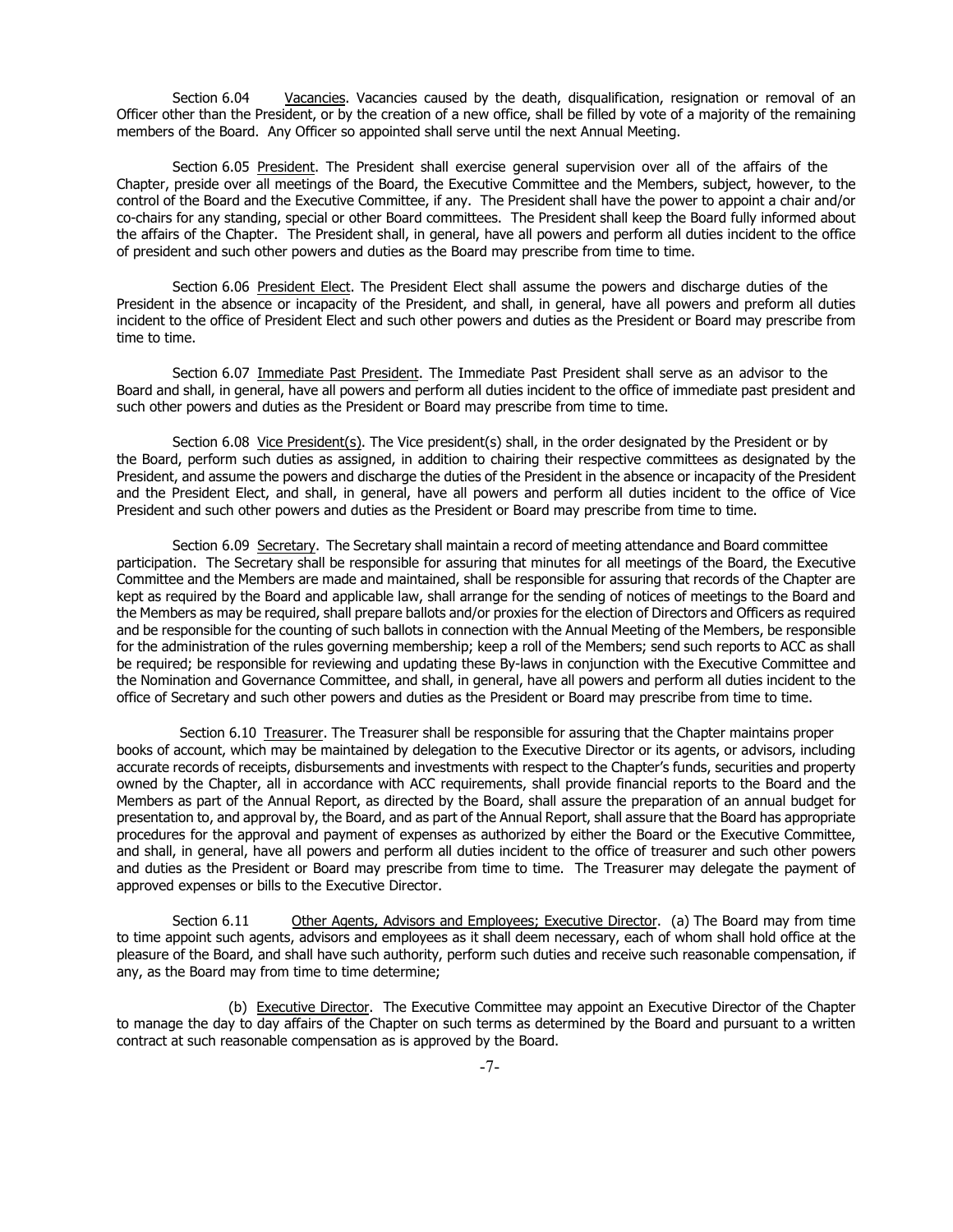Section 6.04 Vacancies. Vacancies caused by the death, disqualification, resignation or removal of an Officer other than the President, or by the creation of a new office, shall be filled by vote of a majority of the remaining members of the Board. Any Officer so appointed shall serve until the next Annual Meeting.

Section 6.05 President. The President shall exercise general supervision over all of the affairs of the Chapter, preside over all meetings of the Board, the Executive Committee and the Members, subject, however, to the control of the Board and the Executive Committee, if any. The President shall have the power to appoint a chair and/or co-chairs for any standing, special or other Board committees. The President shall keep the Board fully informed about the affairs of the Chapter. The President shall, in general, have all powers and perform all duties incident to the office of president and such other powers and duties as the Board may prescribe from time to time.

Section 6.06 President Elect. The President Elect shall assume the powers and discharge duties of the President in the absence or incapacity of the President, and shall, in general, have all powers and preform all duties incident to the office of President Elect and such other powers and duties as the President or Board may prescribe from time to time.

Section 6.07 Immediate Past President. The Immediate Past President shall serve as an advisor to the Board and shall, in general, have all powers and perform all duties incident to the office of immediate past president and such other powers and duties as the President or Board may prescribe from time to time.

Section 6.08 Vice President(s). The Vice president(s) shall, in the order designated by the President or by the Board, perform such duties as assigned, in addition to chairing their respective committees as designated by the President, and assume the powers and discharge the duties of the President in the absence or incapacity of the President and the President Elect, and shall, in general, have all powers and perform all duties incident to the office of Vice President and such other powers and duties as the President or Board may prescribe from time to time.

Section 6.09 Secretary. The Secretary shall maintain a record of meeting attendance and Board committee participation. The Secretary shall be responsible for assuring that minutes for all meetings of the Board, the Executive Committee and the Members are made and maintained, shall be responsible for assuring that records of the Chapter are kept as required by the Board and applicable law, shall arrange for the sending of notices of meetings to the Board and the Members as may be required, shall prepare ballots and/or proxies for the election of Directors and Officers as required and be responsible for the counting of such ballots in connection with the Annual Meeting of the Members, be responsible for the administration of the rules governing membership; keep a roll of the Members; send such reports to ACC as shall be required; be responsible for reviewing and updating these By-laws in conjunction with the Executive Committee and the Nomination and Governance Committee, and shall, in general, have all powers and perform all duties incident to the office of Secretary and such other powers and duties as the President or Board may prescribe from time to time.

Section 6.10 Treasurer. The Treasurer shall be responsible for assuring that the Chapter maintains proper books of account, which may be maintained by delegation to the Executive Director or its agents, or advisors, including accurate records of receipts, disbursements and investments with respect to the Chapter's funds, securities and property owned by the Chapter, all in accordance with ACC requirements, shall provide financial reports to the Board and the Members as part of the Annual Report, as directed by the Board, shall assure the preparation of an annual budget for presentation to, and approval by, the Board, and as part of the Annual Report, shall assure that the Board has appropriate procedures for the approval and payment of expenses as authorized by either the Board or the Executive Committee, and shall, in general, have all powers and perform all duties incident to the office of treasurer and such other powers and duties as the President or Board may prescribe from time to time. The Treasurer may delegate the payment of approved expenses or bills to the Executive Director.

Section 6.11 Other Agents, Advisors and Employees; Executive Director. (a) The Board may from time to time appoint such agents, advisors and employees as it shall deem necessary, each of whom shall hold office at the pleasure of the Board, and shall have such authority, perform such duties and receive such reasonable compensation, if any, as the Board may from time to time determine;

(b) Executive Director. The Executive Committee may appoint an Executive Director of the Chapter to manage the day to day affairs of the Chapter on such terms as determined by the Board and pursuant to a written contract at such reasonable compensation as is approved by the Board.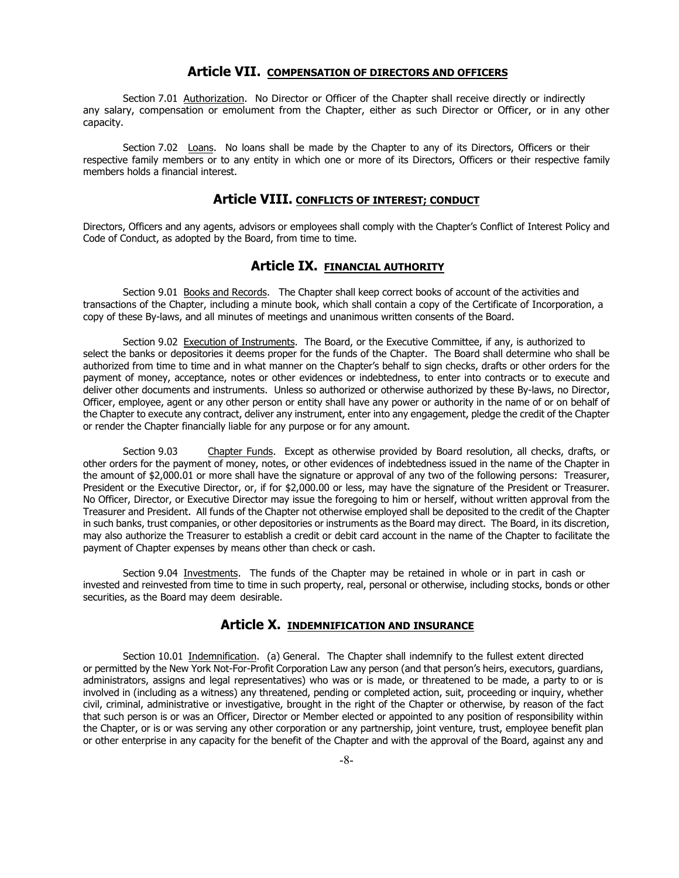## Article VII. <u>COMPENSATION OF DIRECTORS AND OFFICERS</u>

Section 7.01 <u>Authorization</u>. No Director or Officer of the Chapter shall receive directly or indirectly any salary, compensation or emolument from the Chapter, either as such Director or Officer, or in any other capacity.

Section 7.02 <u>Loans</u>. No loans shall be made by the Chapter to any of its Directors, Officers or their respective family members or to any entity in which one or more of its Directors, Officers or their respective family members holds a financial interest.

## Article VIII. <u>CONFLICTS OF INTEREST; CONDUCT</u>

Directors, Officers and any agents, advisors or employees shall comply with the Chapter's Conflict of Interest Policy and Code of Conduct, as adopted by the Board, from time to time.

## Article IX. <u>FINANCIAL AUTHORITY</u>

Section 9.01 <u>Books and Records</u>. The Chapter shall keep correct books of account of the activities and transactions of the Chapter, including a minute book, which shall contain a copy of the Certificate of Incorporation, a copy of these By-laws, and all minutes of meetings and unanimous written consents of the Board.

Section 9.02 <u>Execution of Instruments</u>. The Board, or the Executive Committee, if any, is authorized to select the banks or depositories it deems proper for the funds of the Chapter. The Board shall determine who shall be authorized from time to time and in what manner on the Chapter's behalf to sign checks, drafts or other orders for the payment of money, acceptance, notes or other evidences or indebtedness, to enter into contracts or to execute and deliver other documents and instruments. Unless so authorized or otherwise authorized by these By-laws, no Director, Officer, employee, agent or any other person or entity shall have any power or authority in the name of or on behalf of the Chapter to execute any contract, deliver any instrument, enter into any engagement, pledge the credit of the Chapter or render the Chapter financially liable for any purpose or for any amount.

Section 9.03 <u>Chapter Funds</u>. Except as otherwise provided by Board resolution, all checks, drafts, or other orders for the payment of money, notes, or other evidences of indebtedness issued in the name of the Chapter in the amount of $2,000.01 or more shall have the signature or approval of any two of the following persons: Treasurer, President or the Executive Director, or, if for $2,000.00 or less, may have the signature of the President or Treasurer. No Officer, Director, or Executive Director may issue the foregoing to him or herself, without written approval from the Treasurer and President. All funds of the Chapter not otherwise employed shall be deposited to the credit of the Chapter in such banks, trust companies, or other depositories or instruments as the Board may direct. The Board, in its discretion, may also authorize the Treasurer to establish a credit or debit card account in the name of the Chapter to facilitate the payment of Chapter expenses by means other than check or cash.

Section 9.04 <u>Investments</u>. The funds of the Chapter may be retained in whole or in part in cash or invested and reinvested from time to time in such property, real, personal or otherwise, including stocks, bonds or other securities, as the Board may deem desirable.

## Article X. <u>INDEMNIFICATION AND INSURANCE</u>

Section 10.01 <u>Indemnification</u>. (a) General. The Chapter shall indemnify to the fullest extent directed or permitted by the New York Not-For-Profit Corporation Law any person (and that person's heirs, executors, guardians, administrators, assigns and legal representatives) who was or is made, or threatened to be made, a party to or is involved in (including as a witness) any threatened, pending or completed action, suit, proceeding or inquiry, whether civil, criminal, administrative or investigative, brought in the right of the Chapter or otherwise, by reason of the fact that such person is or was an Officer, Director or Member elected or appointed to any position of responsibility within the Chapter, or is or was serving any other corporation or any partnership, joint venture, trust, employee benefit plan or other enterprise in any capacity for the benefit of the Chapter and with the approval of the Board, against any and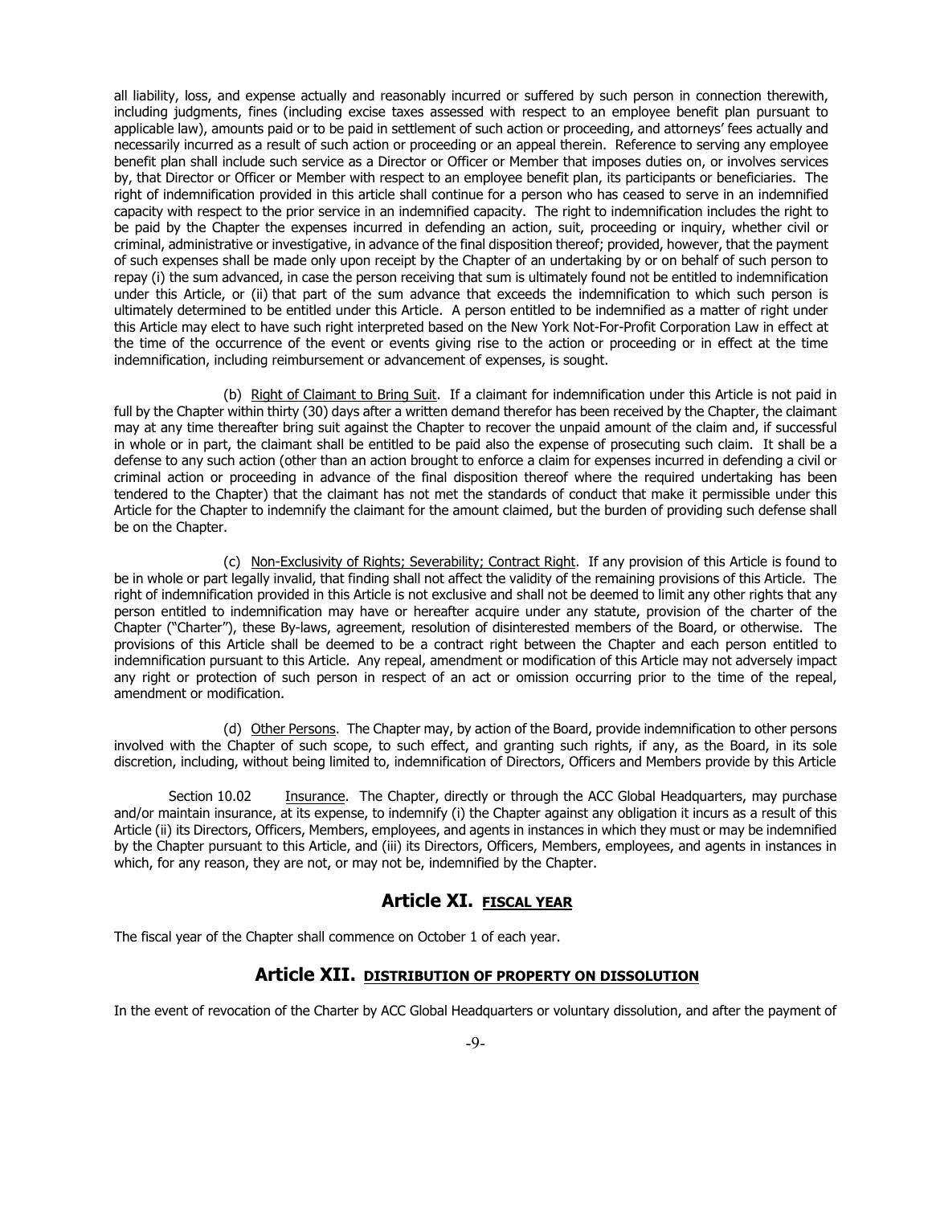all liability, loss, and expense actually and reasonably incurred or suffered by such person in connection therewith, including judgments, fines (including excise taxes assessed with respect to an employee benefit plan pursuant to applicable law), amounts paid or to be paid in settlement of such action or proceeding, and attorneys' fees actually and necessarily incurred as a result of such action or proceeding or an appeal therein. Reference to serving any employee benefit plan shall include such service as a Director or Officer or Member that imposes duties on, or involves services by, that Director or Officer or Member with respect to an employee benefit plan, its participants or beneficiaries. The right of indemnification provided in this article shall continue for a person who has ceased to serve in an indemnified capacity with respect to the prior service in an indemnified capacity. The right to indemnification includes the right to be paid by the Chapter the expenses incurred in defending an action, suit, proceeding or inquiry, whether civil or criminal, administrative or investigative, in advance of the final disposition thereof; provided, however, that the payment of such expenses shall be made only upon receipt by the Chapter of an undertaking by or on behalf of such person to repay (i) the sum advanced, in case the person receiving that sum is ultimately found not be entitled to indemnification under this Article, or (ii) that part of the sum advance that exceeds the indemnification to which such person is ultimately determined to be entitled under this Article. A person entitled to be indemnified as a matter of right under this Article may elect to have such right interpreted based on the New York Not-For-Profit Corporation Law in effect at the time of the occurrence of the event or events giving rise to the action or proceeding or in effect at the time indemnification, including reimbursement or advancement of expenses, is sought.

(b) Right of Claimant to Bring Suit. If a claimant for indemnification under this Article is not paid in full by the Chapter within thirty (30) days after a written demand therefor has been received by the Chapter, the claimant may at any time thereafter bring suit against the Chapter to recover the unpaid amount of the claim and, if successful in whole or in part, the claimant shall be entitled to be paid also the expense of prosecuting such claim. It shall be a defense to any such action (other than an action brought to enforce a claim for expenses incurred in defending a civil or criminal action or proceeding in advance of the final disposition thereof where the required undertaking has been tendered to the Chapter) that the claimant has not met the standards of conduct that make it permissible under this Article for the Chapter to indemnify the claimant for the amount claimed, but the burden of providing such defense shall be on the Chapter.

(c) Non-Exclusivity of Rights; Severability; Contract Right. If any provision of this Article is found to be in whole or part legally invalid, that finding shall not affect the validity of the remaining provisions of this Article. The right of indemnification provided in this Article is not exclusive and shall not be deemed to limit any other rights that any person entitled to indemnification may have or hereafter acquire under any statute, provision of the charter of the Chapter ("Charter"), these By-laws, agreement, resolution of disinterested members of the Board, or otherwise. The provisions of this Article shall be deemed to be a contract right between the Chapter and each person entitled to indemnification pursuant to this Article. Any repeal, amendment or modification of this Article may not adversely impact any right or protection of such person in respect of an act or omission occurring prior to the time of the repeal, amendment or modification.

(d) Other Persons. The Chapter may, by action of the Board, provide indemnification to other persons involved with the Chapter of such scope, to such effect, and granting such rights, if any, as the Board, in its sole discretion, including, without being limited to, indemnification of Directors, Officers and Members provide by this Article

Section 10.02 Insurance. The Chapter, directly or through the ACC Global Headquarters, may purchase and/or maintain insurance, at its expense, to indemnify (i) the Chapter against any obligation it incurs as a result of this Article (ii) its Directors, Officers, Members, employees, and agents in instances in which they must or may be indemnified by the Chapter pursuant to this Article, and (iii) its Directors, Officers, Members, employees, and agents in instances in which, for any reason, they are not, or may not be, indemnified by the Chapter.

## Article XI. FISCAL YEAR

The fiscal year of the Chapter shall commence on October 1 of each year.

## Article XII. DISTRIBUTION OF PROPERTY ON DISSOLUTION

In the event of revocation of the Charter by ACC Global Headquarters or voluntary dissolution, and after the payment of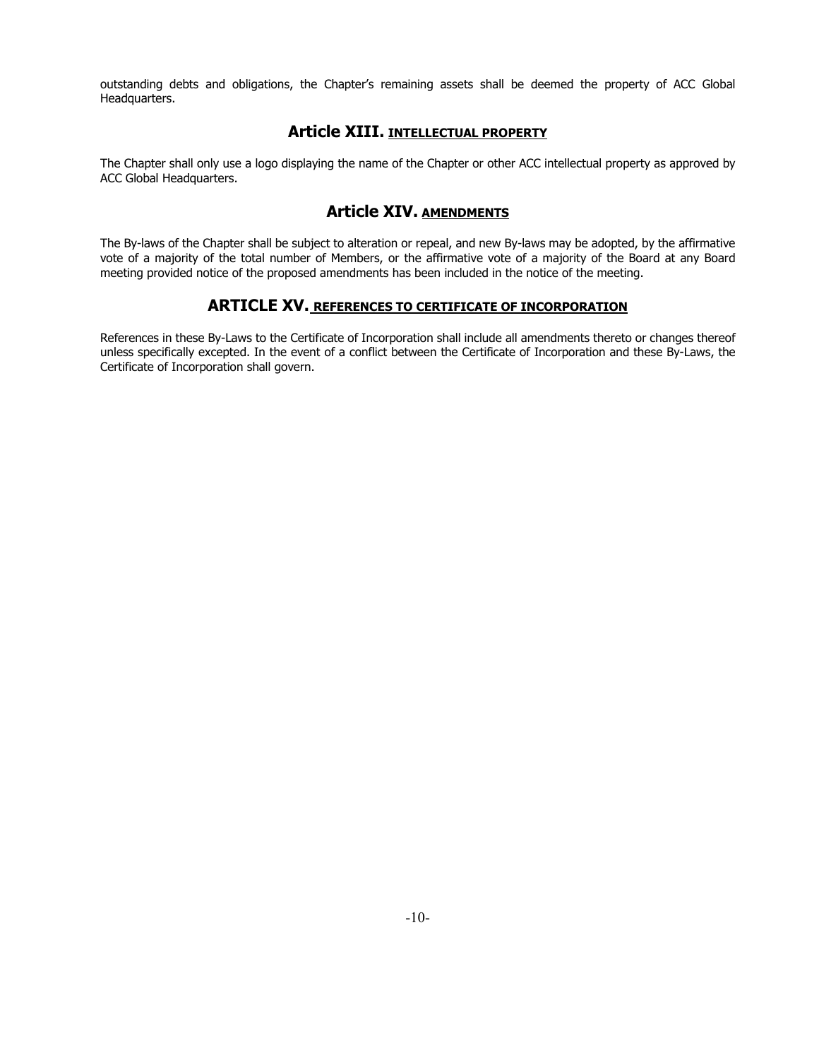outstanding debts and obligations, the Chapter's remaining assets shall be deemed the property of ACC Global Headquarters.

## Article XIII. INTELLECTUAL PROPERTY

The Chapter shall only use a logo displaying the name of the Chapter or other ACC intellectual property as approved by ACC Global Headquarters.

## Article XIV. AMENDMENTS

The By-laws of the Chapter shall be subject to alteration or repeal, and new By-laws may be adopted, by the affirmative vote of a majority of the total number of Members, or the affirmative vote of a majority of the Board at any Board meeting provided notice of the proposed amendments has been included in the notice of the meeting.

## ARTICLE XV. REFERENCES TO CERTIFICATE OF INCORPORATION

References in these By-Laws to the Certificate of Incorporation shall include all amendments thereto or changes thereof unless specifically excepted. In the event of a conflict between the Certificate of Incorporation and these By-Laws, the Certificate of Incorporation shall govern.